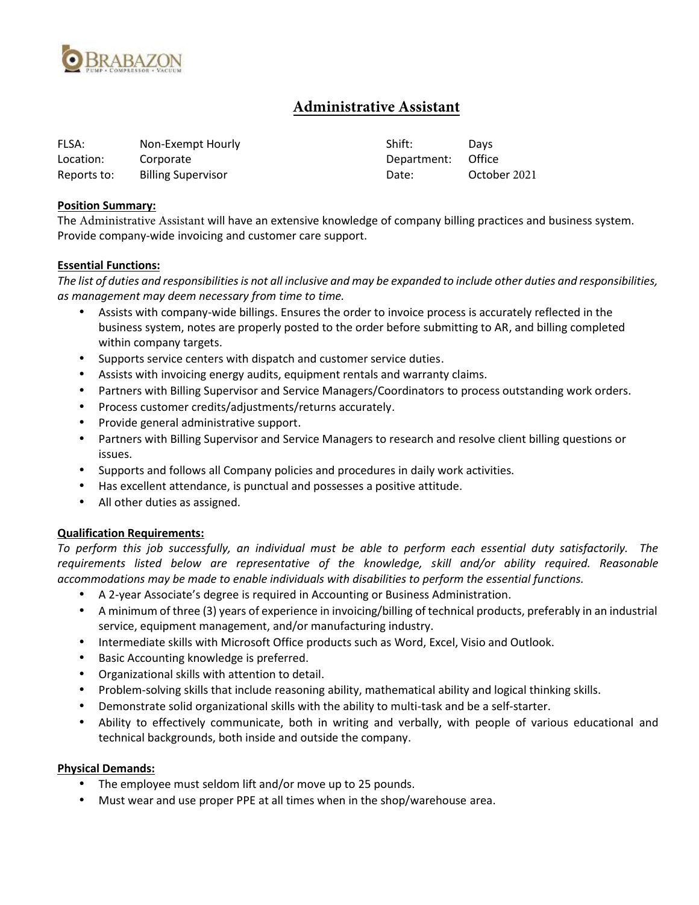# Administrative Assistant

| | | | |
|---|---|---|---|
| FLSA: | Non-Exempt Hourly | Shift: | Days |
| Location: | Corporate | Department: | Office |
| Reports to: | Billing Supervisor | Date: | October 2021 |

**Position Summary:**

The Administrative Assistant will have an extensive knowledge of company billing practices and business system. Provide company-wide invoicing and customer care support.

**Essential Functions:**

*The list of duties and responsibilities is not all inclusive and may be expanded to include other duties and responsibilities, as management may deem necessary from time to time.*

- Assists with company-wide billings. Ensures the order to invoice process is accurately reflected in the business system, notes are properly posted to the order before submitting to AR, and billing completed within company targets.
- Supports service centers with dispatch and customer service duties.
- Assists with invoicing energy audits, equipment rentals and warranty claims.
- Partners with Billing Supervisor and Service Managers/Coordinators to process outstanding work orders.
- Process customer credits/adjustments/returns accurately.
- Provide general administrative support.
- Partners with Billing Supervisor and Service Managers to research and resolve client billing questions or issues.
- Supports and follows all Company policies and procedures in daily work activities.
- Has excellent attendance, is punctual and possesses a positive attitude.
- All other duties as assigned.

**Qualification Requirements:**

*To perform this job successfully, an individual must be able to perform each essential duty satisfactorily. The requirements listed below are representative of the knowledge, skill and/or ability required. Reasonable accommodations may be made to enable individuals with disabilities to perform the essential functions.*

- A 2-year Associate's degree is required in Accounting or Business Administration.
- A minimum of three (3) years of experience in invoicing/billing of technical products, preferably in an industrial service, equipment management, and/or manufacturing industry.
- Intermediate skills with Microsoft Office products such as Word, Excel, Visio and Outlook.
- Basic Accounting knowledge is preferred.
- Organizational skills with attention to detail.
- Problem-solving skills that include reasoning ability, mathematical ability and logical thinking skills.
- Demonstrate solid organizational skills with the ability to multi-task and be a self-starter.
- Ability to effectively communicate, both in writing and verbally, with people of various educational and technical backgrounds, both inside and outside the company.

**Physical Demands:**

- The employee must seldom lift and/or move up to 25 pounds.
- Must wear and use proper PPE at all times when in the shop/warehouse area.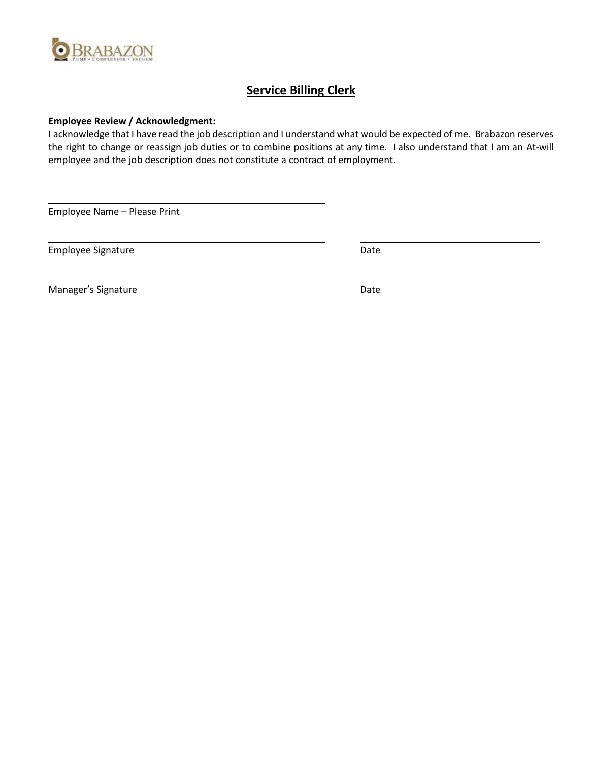BRABAZON
PUMP • COMPRESSOR • VACUUM

# Service Billing Clerk

**Employee Review / Acknowledgment:**

I acknowledge that I have read the job description and I understand what would be expected of me. Brabazon reserves the right to change or reassign job duties or to combine positions at any time. I also understand that I am an At-will employee and the job description does not constitute a contract of employment.

\_\_\_\_\_\_\_\_\_\_\_\_\_\_\_\_\_\_\_\_\_\_\_\_\_\_\_\_\_\_\_\_\_\_\_\_\_\_\_\_

Employee Name – Please Print

\_\_\_\_\_\_\_\_\_\_\_\_\_\_\_\_\_\_\_\_\_\_\_\_\_\_\_\_\_\_\_\_\_\_\_\_\_\_\_\_ \_\_\_\_\_\_\_\_\_\_\_\_\_\_\_\_\_\_\_\_\_\_\_\_\_\_

Employee Signature Date

\_\_\_\_\_\_\_\_\_\_\_\_\_\_\_\_\_\_\_\_\_\_\_\_\_\_\_\_\_\_\_\_\_\_\_\_\_\_\_\_ \_\_\_\_\_\_\_\_\_\_\_\_\_\_\_\_\_\_\_\_\_\_\_\_\_\_

Manager's Signature Date